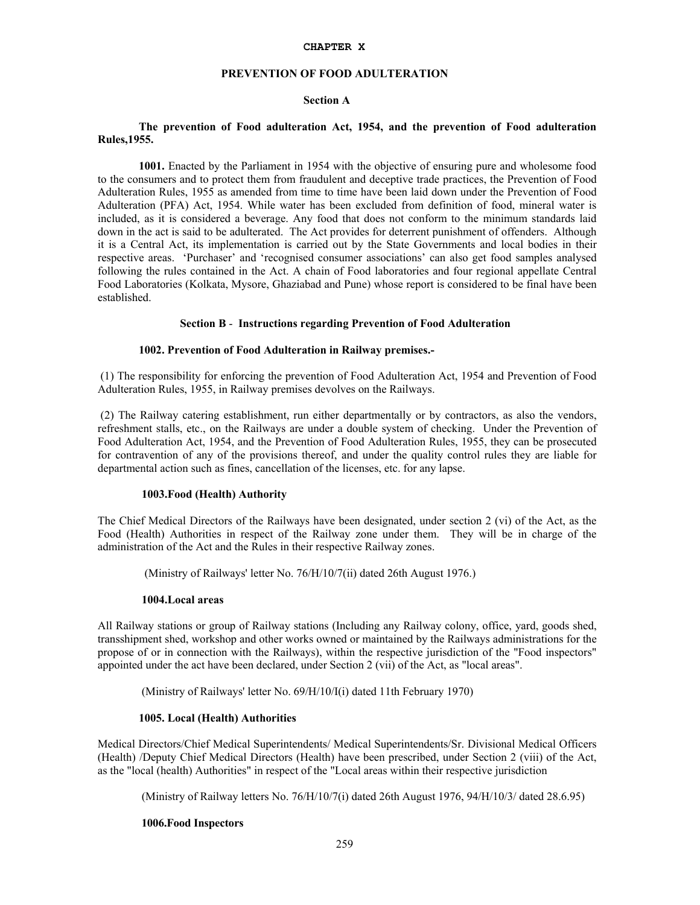# CHAPTER X

## PREVENTION OF FOOD ADULTERATION

### Section A

**The prevention of Food adulteration Act, 1954, and the prevention of Food adulteration Rules,1955.**

**1001.** Enacted by the Parliament in 1954 with the objective of ensuring pure and wholesome food to the consumers and to protect them from fraudulent and deceptive trade practices, the Prevention of Food Adulteration Rules, 1955 as amended from time to time have been laid down under the Prevention of Food Adulteration (PFA) Act, 1954. While water has been excluded from definition of food, mineral water is included, as it is considered a beverage. Any food that does not conform to the minimum standards laid down in the act is said to be adulterated. The Act provides for deterrent punishment of offenders. Although it is a Central Act, its implementation is carried out by the State Governments and local bodies in their respective areas. 'Purchaser' and 'recognised consumer associations' can also get food samples analysed following the rules contained in the Act. A chain of Food laboratories and four regional appellate Central Food Laboratories (Kolkata, Mysore, Ghaziabad and Pune) whose report is considered to be final have been established.

### Section B - Instructions regarding Prevention of Food Adulteration

**1002. Prevention of Food Adulteration in Railway premises.-**

(1) The responsibility for enforcing the prevention of Food Adulteration Act, 1954 and Prevention of Food Adulteration Rules, 1955, in Railway premises devolves on the Railways.

(2) The Railway catering establishment, run either departmentally or by contractors, as also the vendors, refreshment stalls, etc., on the Railways are under a double system of checking. Under the Prevention of Food Adulteration Act, 1954, and the Prevention of Food Adulteration Rules, 1955, they can be prosecuted for contravention of any of the provisions thereof, and under the quality control rules they are liable for departmental action such as fines, cancellation of the licenses, etc. for any lapse.

**1003.Food (Health) Authority**

The Chief Medical Directors of the Railways have been designated, under section 2 (vi) of the Act, as the Food (Health) Authorities in respect of the Railway zone under them. They will be in charge of the administration of the Act and the Rules in their respective Railway zones.

(Ministry of Railways' letter No. 76/H/10/7(ii) dated 26th August 1976.)

**1004.Local areas**

All Railway stations or group of Railway stations (Including any Railway colony, office, yard, goods shed, transshipment shed, workshop and other works owned or maintained by the Railways administrations for the propose of or in connection with the Railways), within the respective jurisdiction of the "Food inspectors" appointed under the act have been declared, under Section 2 (vii) of the Act, as "local areas".

(Ministry of Railways' letter No. 69/H/10/I(i) dated 11th February 1970)

**1005. Local (Health) Authorities**

Medical Directors/Chief Medical Superintendents/ Medical Superintendents/Sr. Divisional Medical Officers (Health) /Deputy Chief Medical Directors (Health) have been prescribed, under Section 2 (viii) of the Act, as the "local (health) Authorities" in respect of the "Local areas within their respective jurisdiction

(Ministry of Railway letters No. 76/H/10/7(i) dated 26th August 1976, 94/H/10/3/ dated 28.6.95)

**1006.Food Inspectors**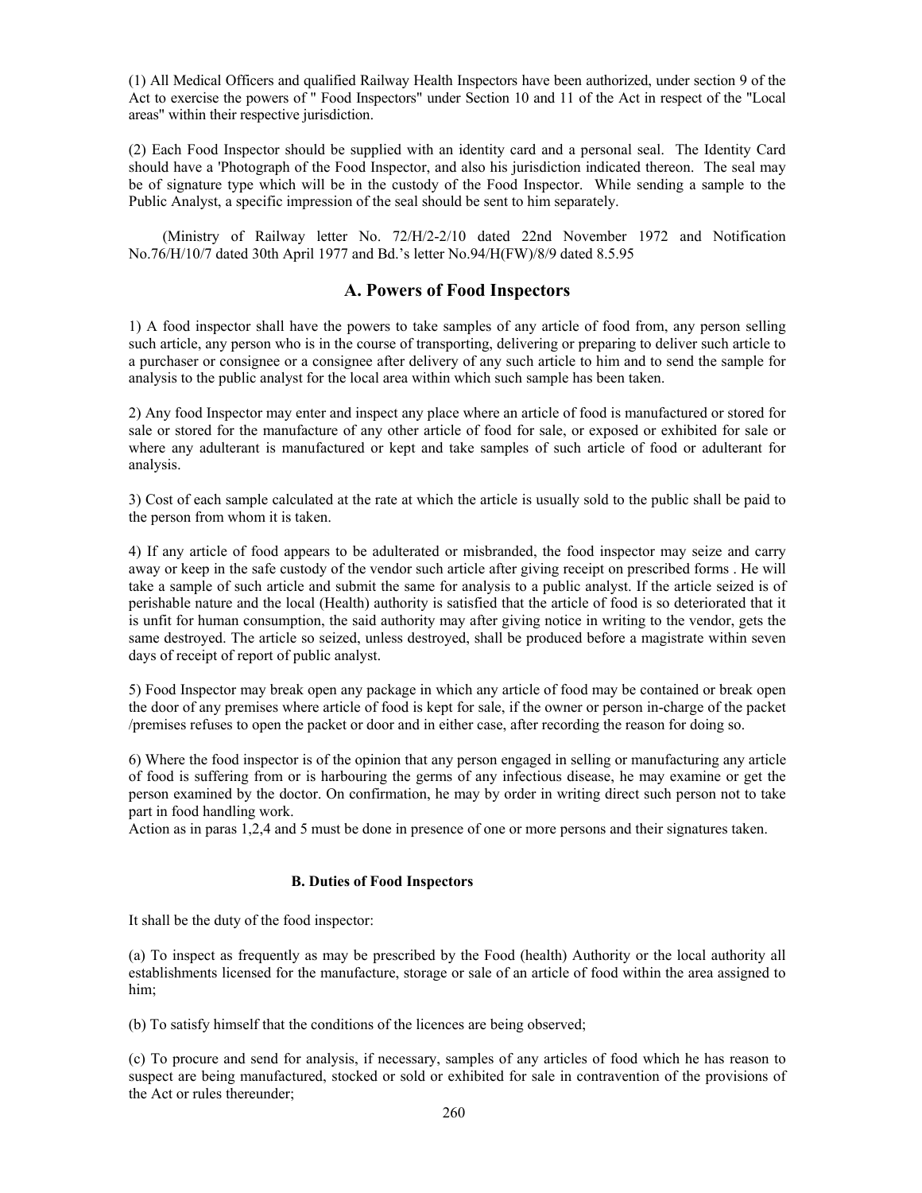(1) All Medical Officers and qualified Railway Health Inspectors have been authorized, under section 9 of the Act to exercise the powers of " Food Inspectors" under Section 10 and 11 of the Act in respect of the "Local areas" within their respective jurisdiction.

(2) Each Food Inspector should be supplied with an identity card and a personal seal. The Identity Card should have a 'Photograph of the Food Inspector, and also his jurisdiction indicated thereon. The seal may be of signature type which will be in the custody of the Food Inspector. While sending a sample to the Public Analyst, a specific impression of the seal should be sent to him separately.

(Ministry of Railway letter No. 72/H/2-2/10 dated 22nd November 1972 and Notification No.76/H/10/7 dated 30th April 1977 and Bd.'s letter No.94/H(FW)/8/9 dated 8.5.95

## A. Powers of Food Inspectors

1) A food inspector shall have the powers to take samples of any article of food from, any person selling such article, any person who is in the course of transporting, delivering or preparing to deliver such article to a purchaser or consignee or a consignee after delivery of any such article to him and to send the sample for analysis to the public analyst for the local area within which such sample has been taken.

2) Any food Inspector may enter and inspect any place where an article of food is manufactured or stored for sale or stored for the manufacture of any other article of food for sale, or exposed or exhibited for sale or where any adulterant is manufactured or kept and take samples of such article of food or adulterant for analysis.

3) Cost of each sample calculated at the rate at which the article is usually sold to the public shall be paid to the person from whom it is taken.

4) If any article of food appears to be adulterated or misbranded, the food inspector may seize and carry away or keep in the safe custody of the vendor such article after giving receipt on prescribed forms . He will take a sample of such article and submit the same for analysis to a public analyst. If the article seized is of perishable nature and the local (Health) authority is satisfied that the article of food is so deteriorated that it is unfit for human consumption, the said authority may after giving notice in writing to the vendor, gets the same destroyed. The article so seized, unless destroyed, shall be produced before a magistrate within seven days of receipt of report of public analyst.

5) Food Inspector may break open any package in which any article of food may be contained or break open the door of any premises where article of food is kept for sale, if the owner or person in-charge of the packet /premises refuses to open the packet or door and in either case, after recording the reason for doing so.

6) Where the food inspector is of the opinion that any person engaged in selling or manufacturing any article of food is suffering from or is harbouring the germs of any infectious disease, he may examine or get the person examined by the doctor. On confirmation, he may by order in writing direct such person not to take part in food handling work.

Action as in paras 1,2,4 and 5 must be done in presence of one or more persons and their signatures taken.

### B. Duties of Food Inspectors

It shall be the duty of the food inspector:

(a) To inspect as frequently as may be prescribed by the Food (health) Authority or the local authority all establishments licensed for the manufacture, storage or sale of an article of food within the area assigned to him;

(b) To satisfy himself that the conditions of the licences are being observed;

(c) To procure and send for analysis, if necessary, samples of any articles of food which he has reason to suspect are being manufactured, stocked or sold or exhibited for sale in contravention of the provisions of the Act or rules thereunder;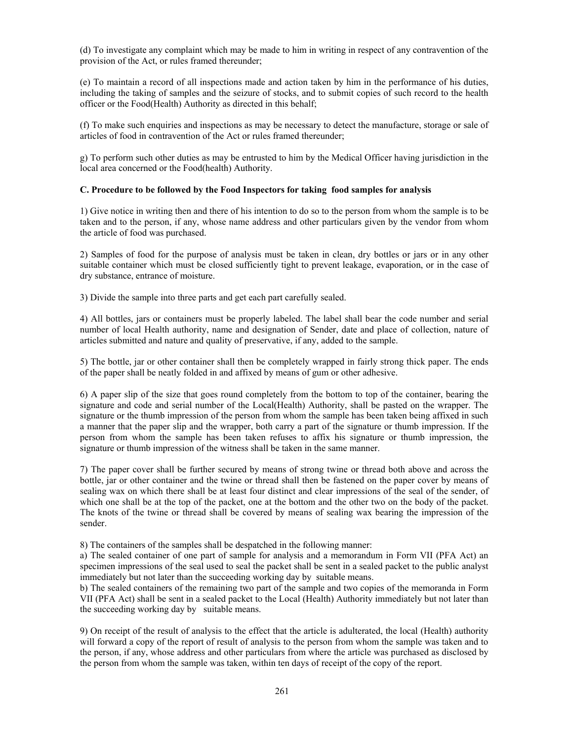(d) To investigate any complaint which may be made to him in writing in respect of any contravention of the provision of the Act, or rules framed thereunder;

(e) To maintain a record of all inspections made and action taken by him in the performance of his duties, including the taking of samples and the seizure of stocks, and to submit copies of such record to the health officer or the Food(Health) Authority as directed in this behalf;

(f) To make such enquiries and inspections as may be necessary to detect the manufacture, storage or sale of articles of food in contravention of the Act or rules framed thereunder;

g) To perform such other duties as may be entrusted to him by the Medical Officer having jurisdiction in the local area concerned or the Food(health) Authority.

**C. Procedure to be followed by the Food Inspectors for taking food samples for analysis**

1) Give notice in writing then and there of his intention to do so to the person from whom the sample is to be taken and to the person, if any, whose name address and other particulars given by the vendor from whom the article of food was purchased.

2) Samples of food for the purpose of analysis must be taken in clean, dry bottles or jars or in any other suitable container which must be closed sufficiently tight to prevent leakage, evaporation, or in the case of dry substance, entrance of moisture.

3) Divide the sample into three parts and get each part carefully sealed.

4) All bottles, jars or containers must be properly labeled. The label shall bear the code number and serial number of local Health authority, name and designation of Sender, date and place of collection, nature of articles submitted and nature and quality of preservative, if any, added to the sample.

5) The bottle, jar or other container shall then be completely wrapped in fairly strong thick paper. The ends of the paper shall be neatly folded in and affixed by means of gum or other adhesive.

6) A paper slip of the size that goes round completely from the bottom to top of the container, bearing the signature and code and serial number of the Local(Health) Authority, shall be pasted on the wrapper. The signature or the thumb impression of the person from whom the sample has been taken being affixed in such a manner that the paper slip and the wrapper, both carry a part of the signature or thumb impression. If the person from whom the sample has been taken refuses to affix his signature or thumb impression, the signature or thumb impression of the witness shall be taken in the same manner.

7) The paper cover shall be further secured by means of strong twine or thread both above and across the bottle, jar or other container and the twine or thread shall then be fastened on the paper cover by means of sealing wax on which there shall be at least four distinct and clear impressions of the seal of the sender, of which one shall be at the top of the packet, one at the bottom and the other two on the body of the packet. The knots of the twine or thread shall be covered by means of sealing wax bearing the impression of the sender.

8) The containers of the samples shall be despatched in the following manner:

a) The sealed container of one part of sample for analysis and a memorandum in Form VII (PFA Act) an specimen impressions of the seal used to seal the packet shall be sent in a sealed packet to the public analyst immediately but not later than the succeeding working day by suitable means.

b) The sealed containers of the remaining two part of the sample and two copies of the memoranda in Form VII (PFA Act) shall be sent in a sealed packet to the Local (Health) Authority immediately but not later than the succeeding working day by suitable means.

9) On receipt of the result of analysis to the effect that the article is adulterated, the local (Health) authority will forward a copy of the report of result of analysis to the person from whom the sample was taken and to the person, if any, whose address and other particulars from where the article was purchased as disclosed by the person from whom the sample was taken, within ten days of receipt of the copy of the report.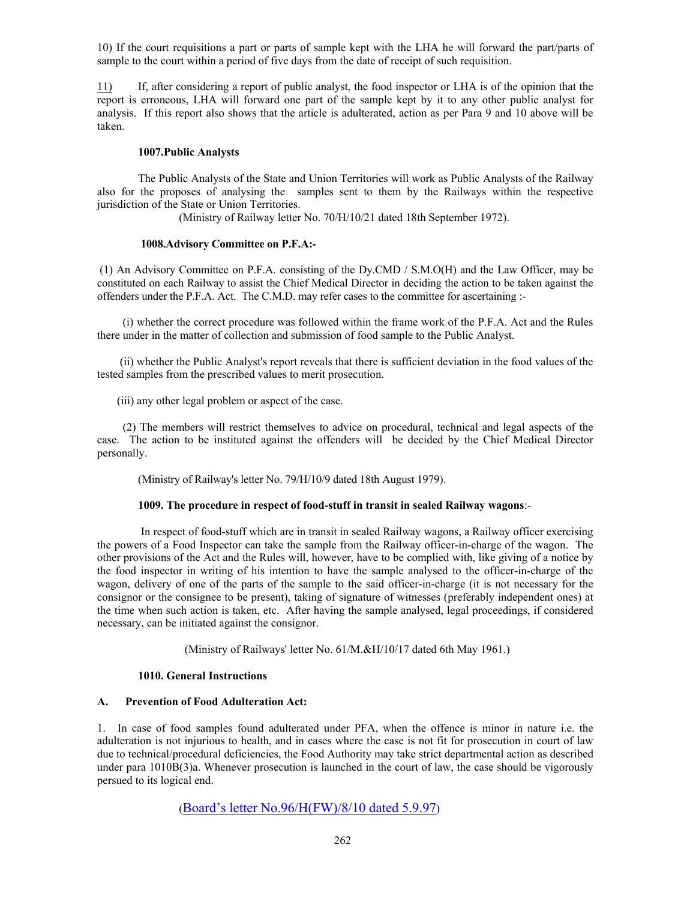10) If the court requisitions a part or parts of sample kept with the LHA he will forward the part/parts of sample to the court within a period of five days from the date of receipt of such requisition.

11) If, after considering a report of public analyst, the food inspector or LHA is of the opinion that the report is erroneous, LHA will forward one part of the sample kept by it to any other public analyst for analysis. If this report also shows that the article is adulterated, action as per Para 9 and 10 above will be taken.

**1007.Public Analysts**

The Public Analysts of the State and Union Territories will work as Public Analysts of the Railway also for the proposes of analysing the samples sent to them by the Railways within the respective jurisdiction of the State or Union Territories.

(Ministry of Railway letter No. 70/H/10/21 dated 18th September 1972).

**1008.Advisory Committee on P.F.A.:-**

(1) An Advisory Committee on P.F.A. consisting of the Dy.CMD / S.M.O(H) and the Law Officer, may be constituted on each Railway to assist the Chief Medical Director in deciding the action to be taken against the offenders under the P.F.A. Act. The C.M.D. may refer cases to the committee for ascertaining :-

(i) whether the correct procedure was followed within the frame work of the P.F.A. Act and the Rules there under in the matter of collection and submission of food sample to the Public Analyst.

(ii) whether the Public Analyst's report reveals that there is sufficient deviation in the food values of the tested samples from the prescribed values to merit prosecution.

(iii) any other legal problem or aspect of the case.

(2) The members will restrict themselves to advice on procedural, technical and legal aspects of the case. The action to be instituted against the offenders will be decided by the Chief Medical Director personally.

(Ministry of Railway's letter No. 79/H/10/9 dated 18th August 1979).

**1009. The procedure in respect of food-stuff in transit in sealed Railway wagons**:-

In respect of food-stuff which are in transit in sealed Railway wagons, a Railway officer exercising the powers of a Food Inspector can take the sample from the Railway officer-in-charge of the wagon. The other provisions of the Act and the Rules will, however, have to be complied with, like giving of a notice by the food inspector in writing of his intention to have the sample analysed to the officer-in-charge of the wagon, delivery of one of the parts of the sample to the said officer-in-charge (it is not necessary for the consignor or the consignee to be present), taking of signature of witnesses (preferably independent ones) at the time when such action is taken, etc. After having the sample analysed, legal proceedings, if considered necessary, can be initiated against the consignor.

(Ministry of Railways' letter No. 61/M.&H/10/17 dated 6th May 1961.)

**1010. General Instructions**

**A. Prevention of Food Adulteration Act:**

1. In case of food samples found adulterated under PFA, when the offence is minor in nature i.e. the adulteration is not injurious to health, and in cases where the case is not fit for prosecution in court of law due to technical/procedural deficiencies, the Food Authority may take strict departmental action as described under para 1010B(3)a. Whenever prosecution is launched in the court of law, the case should be vigorously persued to its logical end.

(Board's letter No.96/H(FW)/8/10 dated 5.9.97)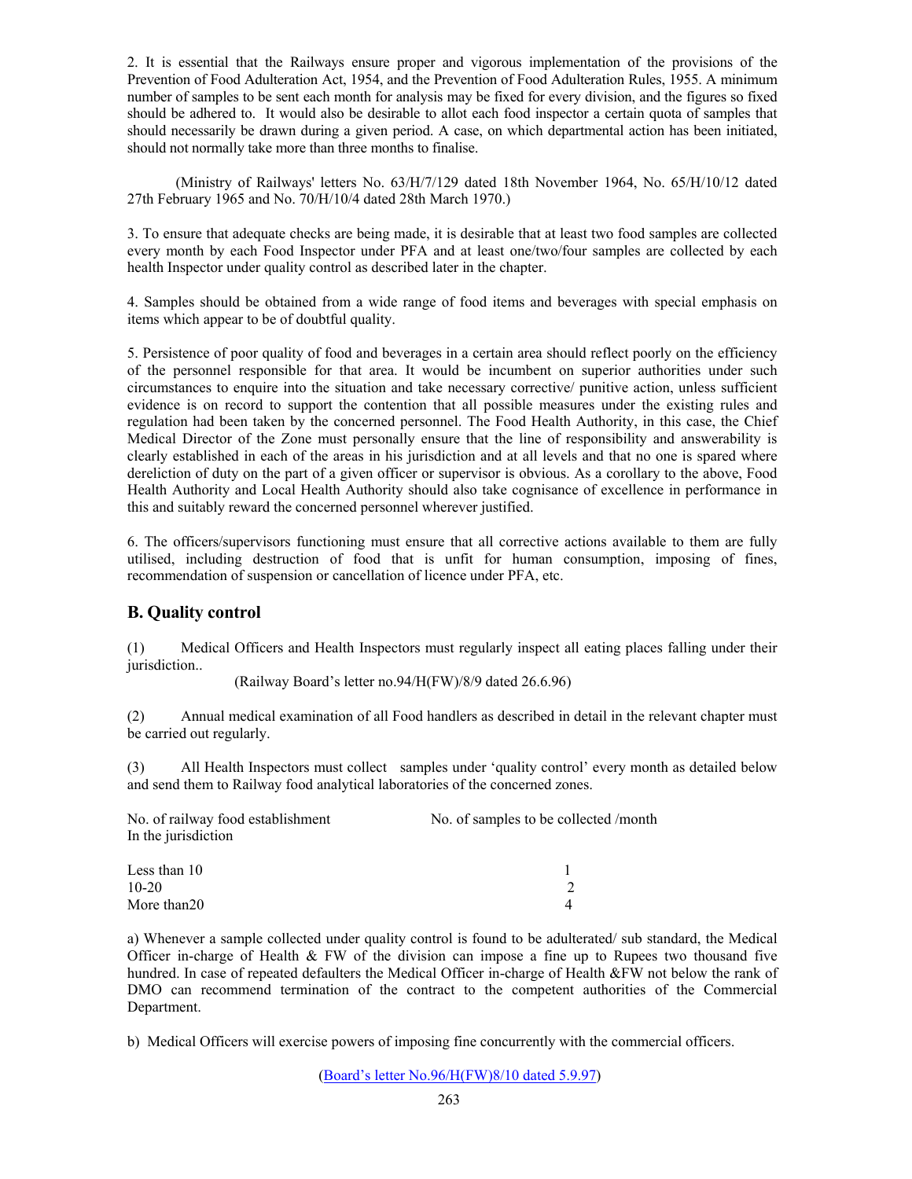2. It is essential that the Railways ensure proper and vigorous implementation of the provisions of the Prevention of Food Adulteration Act, 1954, and the Prevention of Food Adulteration Rules, 1955. A minimum number of samples to be sent each month for analysis may be fixed for every division, and the figures so fixed should be adhered to. It would also be desirable to allot each food inspector a certain quota of samples that should necessarily be drawn during a given period. A case, on which departmental action has been initiated, should not normally take more than three months to finalise.

(Ministry of Railways' letters No. 63/H/7/129 dated 18th November 1964, No. 65/H/10/12 dated 27th February 1965 and No. 70/H/10/4 dated 28th March 1970.)

3. To ensure that adequate checks are being made, it is desirable that at least two food samples are collected every month by each Food Inspector under PFA and at least one/two/four samples are collected by each health Inspector under quality control as described later in the chapter.

4. Samples should be obtained from a wide range of food items and beverages with special emphasis on items which appear to be of doubtful quality.

5. Persistence of poor quality of food and beverages in a certain area should reflect poorly on the efficiency of the personnel responsible for that area. It would be incumbent on superior authorities under such circumstances to enquire into the situation and take necessary corrective/ punitive action, unless sufficient evidence is on record to support the contention that all possible measures under the existing rules and regulation had been taken by the concerned personnel. The Food Health Authority, in this case, the Chief Medical Director of the Zone must personally ensure that the line of responsibility and answerability is clearly established in each of the areas in his jurisdiction and at all levels and that no one is spared where dereliction of duty on the part of a given officer or supervisor is obvious. As a corollary to the above, Food Health Authority and Local Health Authority should also take cognisance of excellence in performance in this and suitably reward the concerned personnel wherever justified.

6. The officers/supervisors functioning must ensure that all corrective actions available to them are fully utilised, including destruction of food that is unfit for human consumption, imposing of fines, recommendation of suspension or cancellation of licence under PFA, etc.

## B. Quality control

(1) Medical Officers and Health Inspectors must regularly inspect all eating places falling under their jurisdiction..

(Railway Board's letter no.94/H(FW)/8/9 dated 26.6.96)

(2) Annual medical examination of all Food handlers as described in detail in the relevant chapter must be carried out regularly.

(3) All Health Inspectors must collect samples under 'quality control' every month as detailed below and send them to Railway food analytical laboratories of the concerned zones.

| No. of railway food establishment In the jurisdiction | No. of samples to be collected /month |
|---|---|
| Less than 10 | 1 |
| 10-20 | 2 |
| More than20 | 4 |

a) Whenever a sample collected under quality control is found to be adulterated/ sub standard, the Medical Officer in-charge of Health & FW of the division can impose a fine up to Rupees two thousand five hundred. In case of repeated defaulters the Medical Officer in-charge of Health &FW not below the rank of DMO can recommend termination of the contract to the competent authorities of the Commercial Department.

b) Medical Officers will exercise powers of imposing fine concurrently with the commercial officers.

(Board's letter No.96/H(FW)8/10 dated 5.9.97)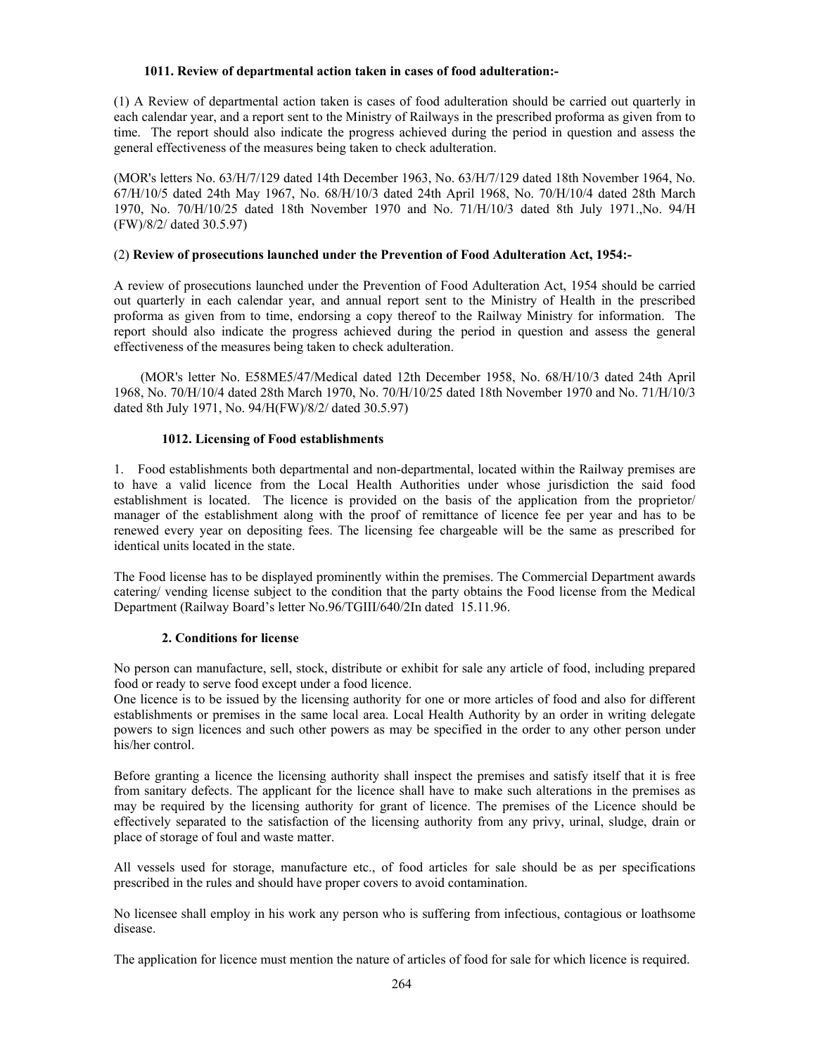**1011. Review of departmental action taken in cases of food adulteration:-**

(1) A Review of departmental action taken is cases of food adulteration should be carried out quarterly in each calendar year, and a report sent to the Ministry of Railways in the prescribed proforma as given from to time. The report should also indicate the progress achieved during the period in question and assess the general effectiveness of the measures being taken to check adulteration.

(MOR's letters No. 63/H/7/129 dated 14th December 1963, No. 63/H/7/129 dated 18th November 1964, No. 67/H/10/5 dated 24th May 1967, No. 68/H/10/3 dated 24th April 1968, No. 70/H/10/4 dated 28th March 1970, No. 70/H/10/25 dated 18th November 1970 and No. 71/H/10/3 dated 8th July 1971.,No. 94/H (FW)/8/2/ dated 30.5.97)

(2) **Review of prosecutions launched under the Prevention of Food Adulteration Act, 1954:-**

A review of prosecutions launched under the Prevention of Food Adulteration Act, 1954 should be carried out quarterly in each calendar year, and annual report sent to the Ministry of Health in the prescribed proforma as given from to time, endorsing a copy thereof to the Railway Ministry for information. The report should also indicate the progress achieved during the period in question and assess the general effectiveness of the measures being taken to check adulteration.

(MOR's letter No. E58ME5/47/Medical dated 12th December 1958, No. 68/H/10/3 dated 24th April 1968, No. 70/H/10/4 dated 28th March 1970, No. 70/H/10/25 dated 18th November 1970 and No. 71/H/10/3 dated 8th July 1971, No. 94/H(FW)/8/2/ dated 30.5.97)

**1012. Licensing of Food establishments**

1. Food establishments both departmental and non-departmental, located within the Railway premises are to have a valid licence from the Local Health Authorities under whose jurisdiction the said food establishment is located. The licence is provided on the basis of the application from the proprietor/ manager of the establishment along with the proof of remittance of licence fee per year and has to be renewed every year on depositing fees. The licensing fee chargeable will be the same as prescribed for identical units located in the state.

The Food license has to be displayed prominently within the premises. The Commercial Department awards catering/ vending license subject to the condition that the party obtains the Food license from the Medical Department (Railway Board's letter No.96/TGIII/640/2In dated 15.11.96.

**2. Conditions for license**

No person can manufacture, sell, stock, distribute or exhibit for sale any article of food, including prepared food or ready to serve food except under a food licence.

One licence is to be issued by the licensing authority for one or more articles of food and also for different establishments or premises in the same local area. Local Health Authority by an order in writing delegate powers to sign licences and such other powers as may be specified in the order to any other person under his/her control.

Before granting a licence the licensing authority shall inspect the premises and satisfy itself that it is free from sanitary defects. The applicant for the licence shall have to make such alterations in the premises as may be required by the licensing authority for grant of licence. The premises of the Licence should be effectively separated to the satisfaction of the licensing authority from any privy, urinal, sludge, drain or place of storage of foul and waste matter.

All vessels used for storage, manufacture etc., of food articles for sale should be as per specifications prescribed in the rules and should have proper covers to avoid contamination.

No licensee shall employ in his work any person who is suffering from infectious, contagious or loathsome disease.

The application for licence must mention the nature of articles of food for sale for which licence is required.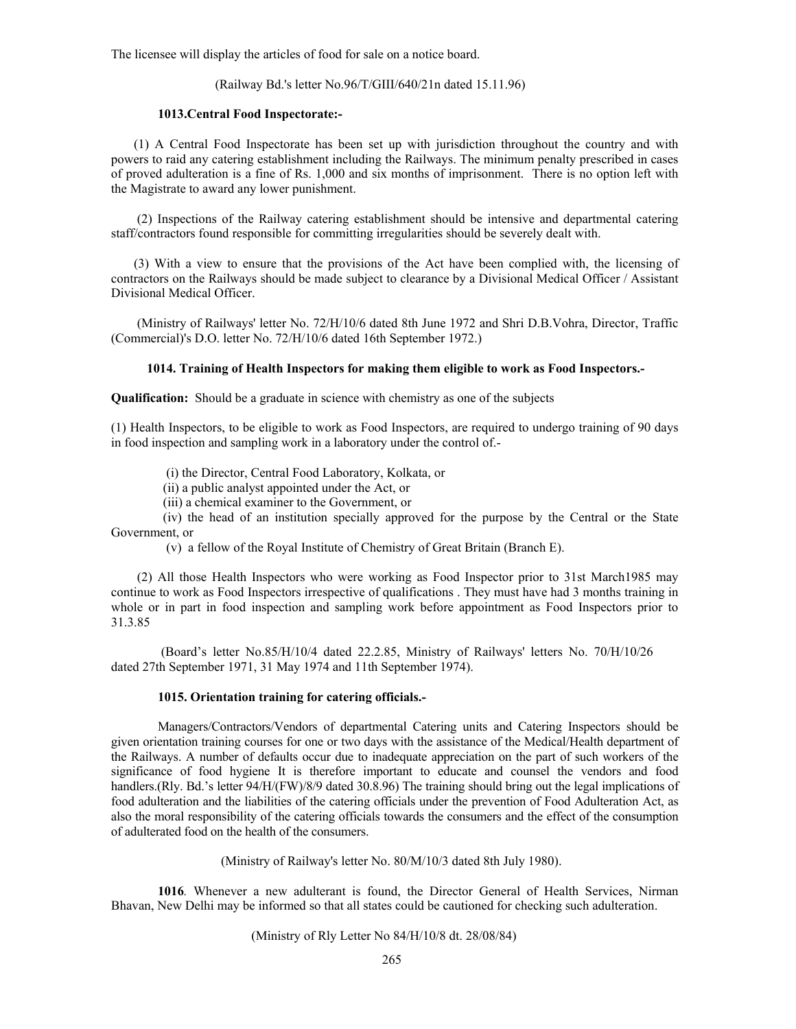The licensee will display the articles of food for sale on a notice board.

(Railway Bd.'s letter No.96/T/GIII/640/21n dated 15.11.96)

**1013.Central Food Inspectorate:-**

(1) A Central Food Inspectorate has been set up with jurisdiction throughout the country and with powers to raid any catering establishment including the Railways. The minimum penalty prescribed in cases of proved adulteration is a fine of Rs. 1,000 and six months of imprisonment. There is no option left with the Magistrate to award any lower punishment.

(2) Inspections of the Railway catering establishment should be intensive and departmental catering staff/contractors found responsible for committing irregularities should be severely dealt with.

(3) With a view to ensure that the provisions of the Act have been complied with, the licensing of contractors on the Railways should be made subject to clearance by a Divisional Medical Officer / Assistant Divisional Medical Officer.

(Ministry of Railways' letter No. 72/H/10/6 dated 8th June 1972 and Shri D.B.Vohra, Director, Traffic (Commercial)'s D.O. letter No. 72/H/10/6 dated 16th September 1972.)

**1014. Training of Health Inspectors for making them eligible to work as Food Inspectors.-**

**Qualification:** Should be a graduate in science with chemistry as one of the subjects

(1) Health Inspectors, to be eligible to work as Food Inspectors, are required to undergo training of 90 days in food inspection and sampling work in a laboratory under the control of.-

(i) the Director, Central Food Laboratory, Kolkata, or
(ii) a public analyst appointed under the Act, or
(iii) a chemical examiner to the Government, or
(iv) the head of an institution specially approved for the purpose by the Central or the State Government, or
(v) a fellow of the Royal Institute of Chemistry of Great Britain (Branch E).

(2) All those Health Inspectors who were working as Food Inspector prior to 31st March1985 may continue to work as Food Inspectors irrespective of qualifications . They must have had 3 months training in whole or in part in food inspection and sampling work before appointment as Food Inspectors prior to 31.3.85

(Board's letter No.85/H/10/4 dated 22.2.85, Ministry of Railways' letters No. 70/H/10/26 dated 27th September 1971, 31 May 1974 and 11th September 1974).

**1015. Orientation training for catering officials.-**

Managers/Contractors/Vendors of departmental Catering units and Catering Inspectors should be given orientation training courses for one or two days with the assistance of the Medical/Health department of the Railways. A number of defaults occur due to inadequate appreciation on the part of such workers of the significance of food hygiene It is therefore important to educate and counsel the vendors and food handlers.(Rly. Bd.'s letter 94/H/(FW)/8/9 dated 30.8.96) The training should bring out the legal implications of food adulteration and the liabilities of the catering officials under the prevention of Food Adulteration Act, as also the moral responsibility of the catering officials towards the consumers and the effect of the consumption of adulterated food on the health of the consumers.

(Ministry of Railway's letter No. 80/M/10/3 dated 8th July 1980).

**1016**. Whenever a new adulterant is found, the Director General of Health Services, Nirman Bhavan, New Delhi may be informed so that all states could be cautioned for checking such adulteration.

(Ministry of Rly Letter No 84/H/10/8 dt. 28/08/84)